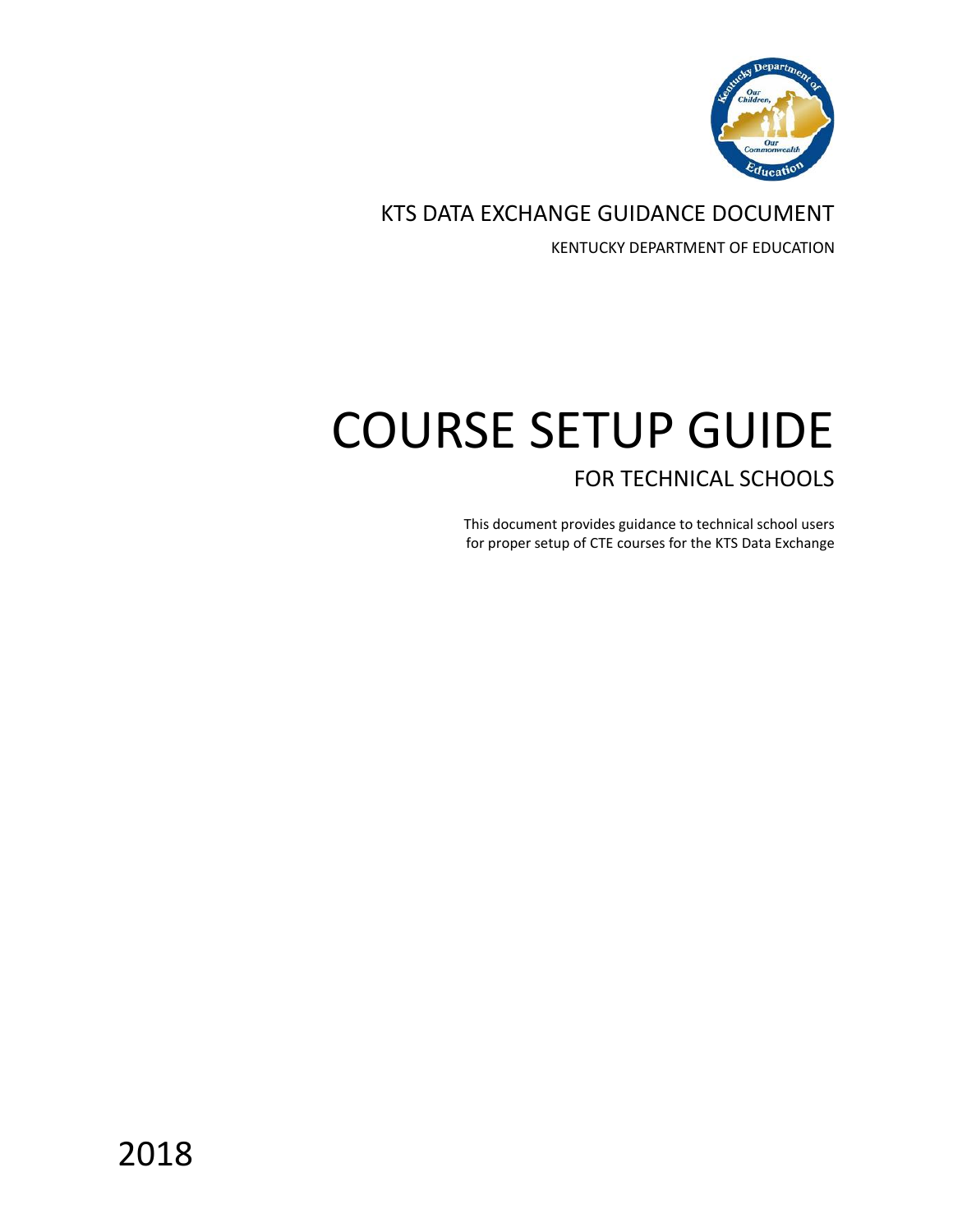KTS DATA EXCHANGE GUIDANCE DOCUMENT

KENTUCKY DEPARTMENT OF EDUCATION

# COURSE SETUP GUIDE

## FOR TECHNICAL SCHOOLS

This document provides guidance to technical school users for proper setup of CTE courses for the KTS Data Exchange

2018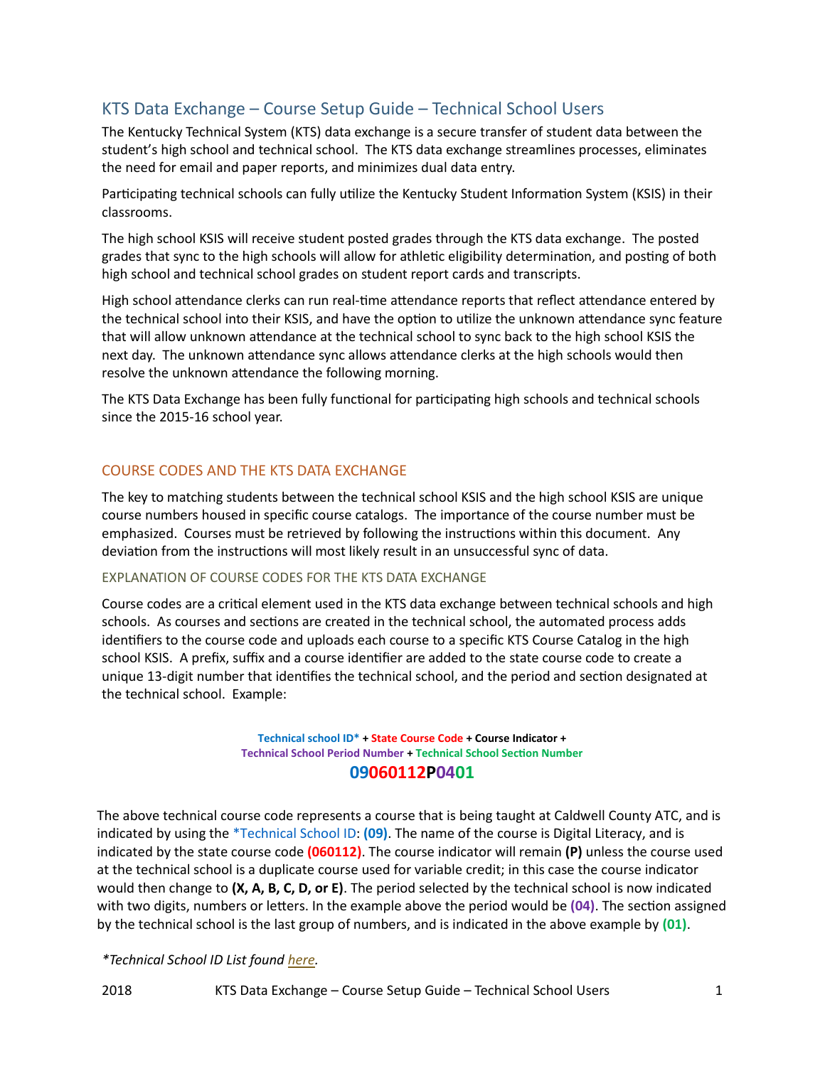## KTS Data Exchange – Course Setup Guide – Technical School Users

The Kentucky Technical System (KTS) data exchange is a secure transfer of student data between the student's high school and technical school. The KTS data exchange streamlines processes, eliminates the need for email and paper reports, and minimizes dual data entry.

Participating technical schools can fully utilize the Kentucky Student Information System (KSIS) in their classrooms.

The high school KSIS will receive student posted grades through the KTS data exchange. The posted grades that sync to the high schools will allow for athletic eligibility determination, and posting of both high school and technical school grades on student report cards and transcripts.

High school attendance clerks can run real-time attendance reports that reflect attendance entered by the technical school into their KSIS, and have the option to utilize the unknown attendance sync feature that will allow unknown attendance at the technical school to sync back to the high school KSIS the next day. The unknown attendance sync allows attendance clerks at the high schools would then resolve the unknown attendance the following morning.

The KTS Data Exchange has been fully functional for participating high schools and technical schools since the 2015-16 school year.

### COURSE CODES AND THE KTS DATA EXCHANGE

The key to matching students between the technical school KSIS and the high school KSIS are unique course numbers housed in specific course catalogs. The importance of the course number must be emphasized. Courses must be retrieved by following the instructions within this document. Any deviation from the instructions will most likely result in an unsuccessful sync of data.

#### EXPLANATION OF COURSE CODES FOR THE KTS DATA EXCHANGE

Course codes are a critical element used in the KTS data exchange between technical schools and high schools. As courses and sections are created in the technical school, the automated process adds identifiers to the course code and uploads each course to a specific KTS Course Catalog in the high school KSIS. A prefix, suffix and a course identifier are added to the state course code to create a unique 13-digit number that identifies the technical school, and the period and section designated at the technical school. Example:

**Technical school ID* + State Course Code + Course Indicator + Technical School Period Number + Technical School Section Number**

**09060112P0401**

The above technical course code represents a course that is being taught at Caldwell County ATC, and is indicated by using the *Technical School ID: **(09)**. The name of the course is Digital Literacy, and is indicated by the state course code **(060112)**. The course indicator will remain **(P)** unless the course used at the technical school is a duplicate course used for variable credit; in this case the course indicator would then change to **(X, A, B, C, D, or E)**. The period selected by the technical school is now indicated with two digits, numbers or letters. In the example above the period would be **(04)**. The section assigned by the technical school is the last group of numbers, and is indicated in the above example by **(01)**.

**Technical School ID List found here.*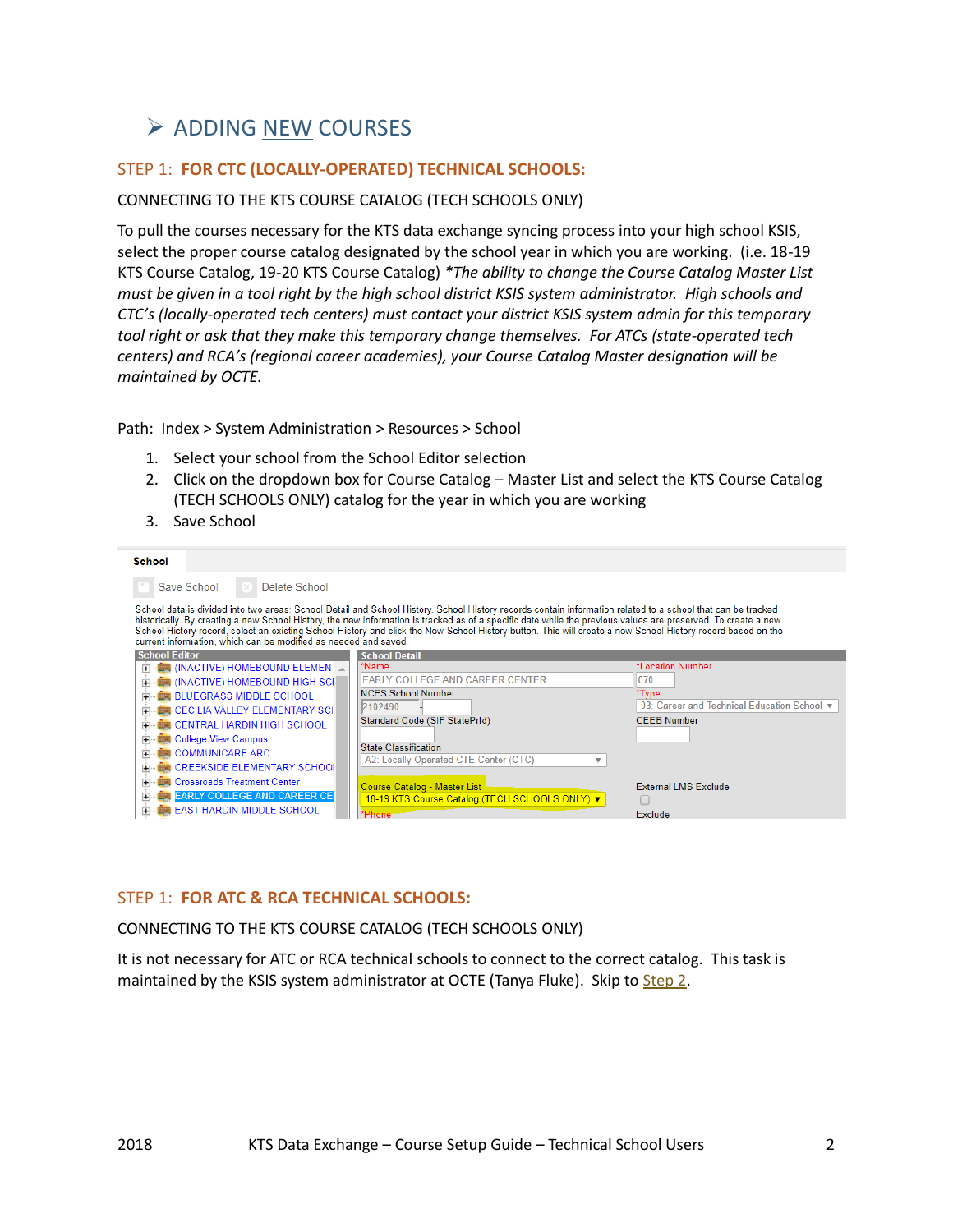## ➢ ADDING NEW COURSES

### STEP 1: **FOR CTC (LOCALLY-OPERATED) TECHNICAL SCHOOLS:**

CONNECTING TO THE KTS COURSE CATALOG (TECH SCHOOLS ONLY)

To pull the courses necessary for the KTS data exchange syncing process into your high school KSIS, select the proper course catalog designated by the school year in which you are working. (i.e. 18-19 KTS Course Catalog, 19-20 KTS Course Catalog) **The ability to change the Course Catalog Master List must be given in a tool right by the high school district KSIS system administrator. High schools and CTC's (locally-operated tech centers) must contact your district KSIS system admin for this temporary tool right or ask that they make this temporary change themselves. For ATCs (state-operated tech centers) and RCA's (regional career academies), your Course Catalog Master designation will be maintained by OCTE.*

Path: Index > System Administration > Resources > School

1. Select your school from the School Editor selection
2. Click on the dropdown box for Course Catalog – Master List and select the KTS Course Catalog (TECH SCHOOLS ONLY) catalog for the year in which you are working
3. Save School

### STEP 1: **FOR ATC & RCA TECHNICAL SCHOOLS:**

CONNECTING TO THE KTS COURSE CATALOG (TECH SCHOOLS ONLY)

It is not necessary for ATC or RCA technical schools to connect to the correct catalog. This task is maintained by the KSIS system administrator at OCTE (Tanya Fluke). Skip to Step 2.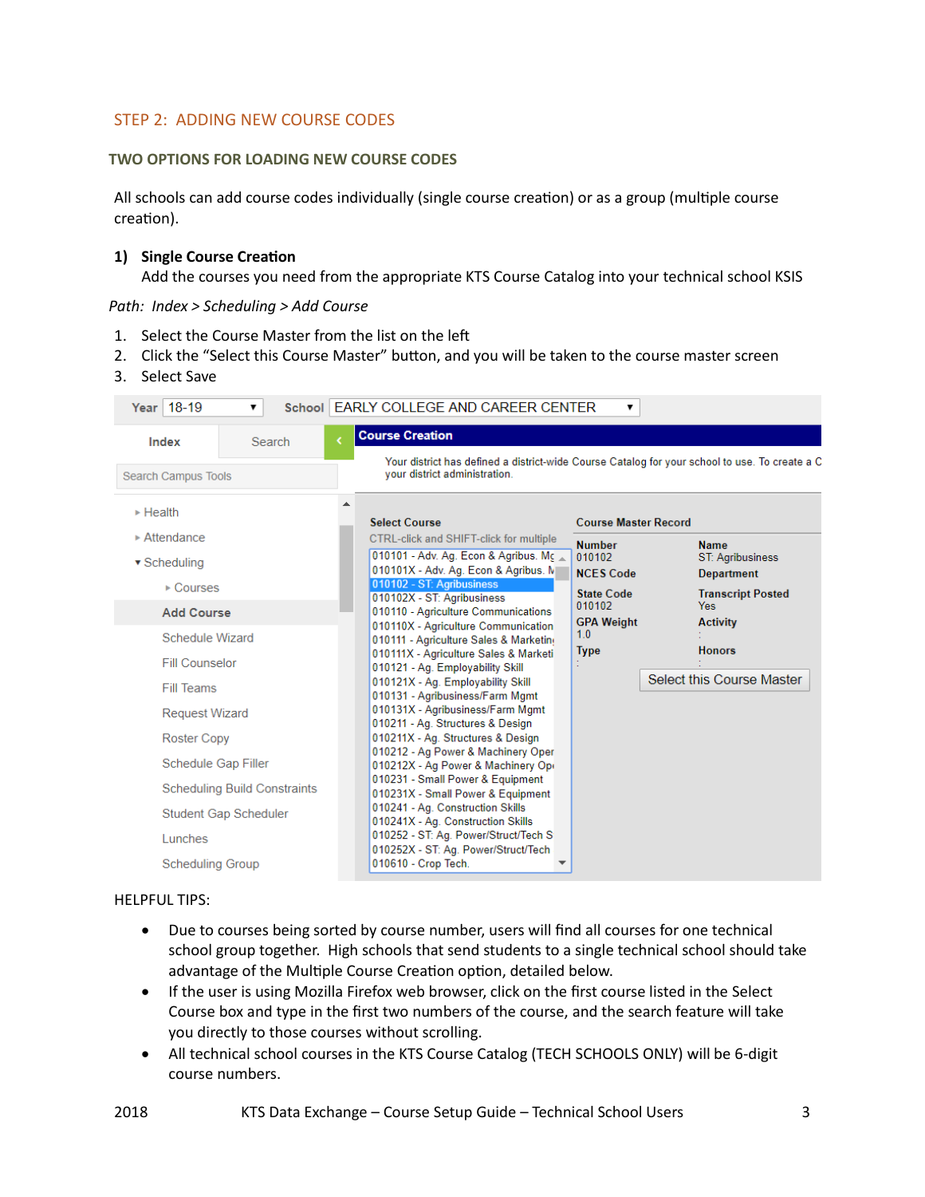## STEP 2: ADDING NEW COURSE CODES

### TWO OPTIONS FOR LOADING NEW COURSE CODES

All schools can add course codes individually (single course creation) or as a group (multiple course creation).

**1) Single Course Creation**

Add the courses you need from the appropriate KTS Course Catalog into your technical school KSIS

*Path: Index > Scheduling > Add Course*

1. Select the Course Master from the list on the left
2. Click the “Select this Course Master” button, and you will be taken to the course master screen
3. Select Save

HELPFUL TIPS:

- Due to courses being sorted by course number, users will find all courses for one technical school group together. High schools that send students to a single technical school should take advantage of the Multiple Course Creation option, detailed below.
- If the user is using Mozilla Firefox web browser, click on the first course listed in the Select Course box and type in the first two numbers of the course, and the search feature will take you directly to those courses without scrolling.
- All technical school courses in the KTS Course Catalog (TECH SCHOOLS ONLY) will be 6-digit course numbers.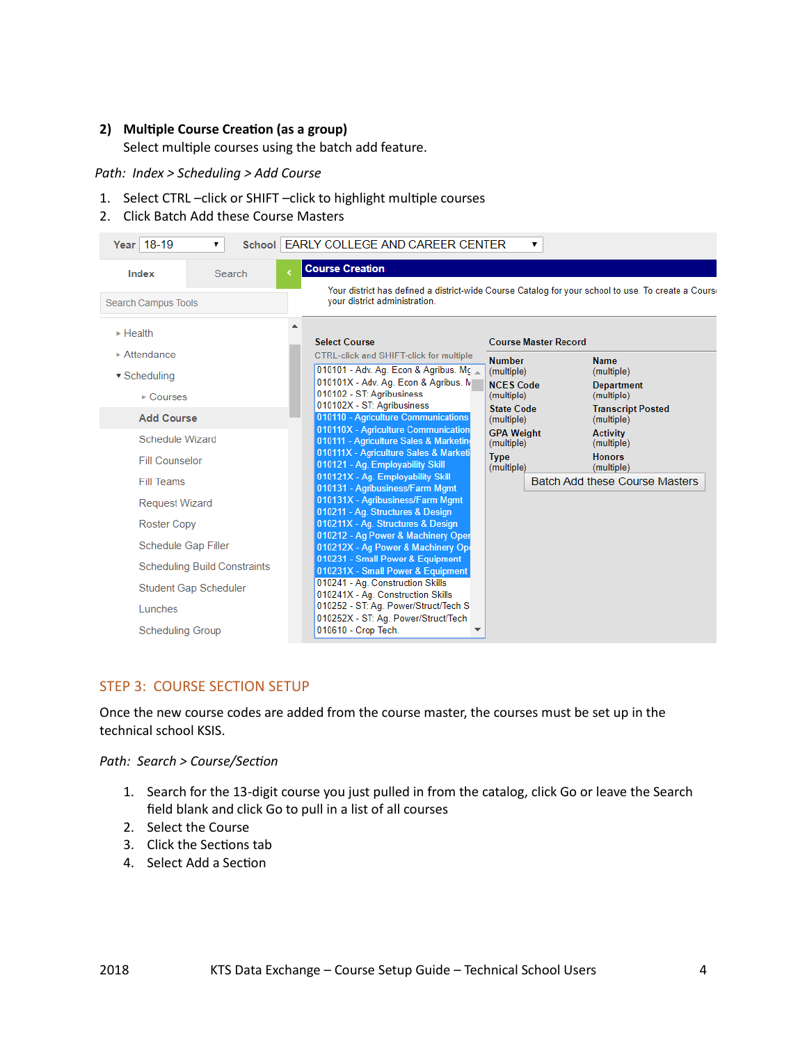**2) Multiple Course Creation (as a group)**

Select multiple courses using the batch add feature.

*Path: Index > Scheduling > Add Course*

1. Select CTRL –click or SHIFT –click to highlight multiple courses
2. Click Batch Add these Course Masters

## STEP 3: COURSE SECTION SETUP

Once the new course codes are added from the course master, the courses must be set up in the technical school KSIS.

*Path: Search > Course/Section*

1. Search for the 13-digit course you just pulled in from the catalog, click Go or leave the Search field blank and click Go to pull in a list of all courses
2. Select the Course
3. Click the Sections tab
4. Select Add a Section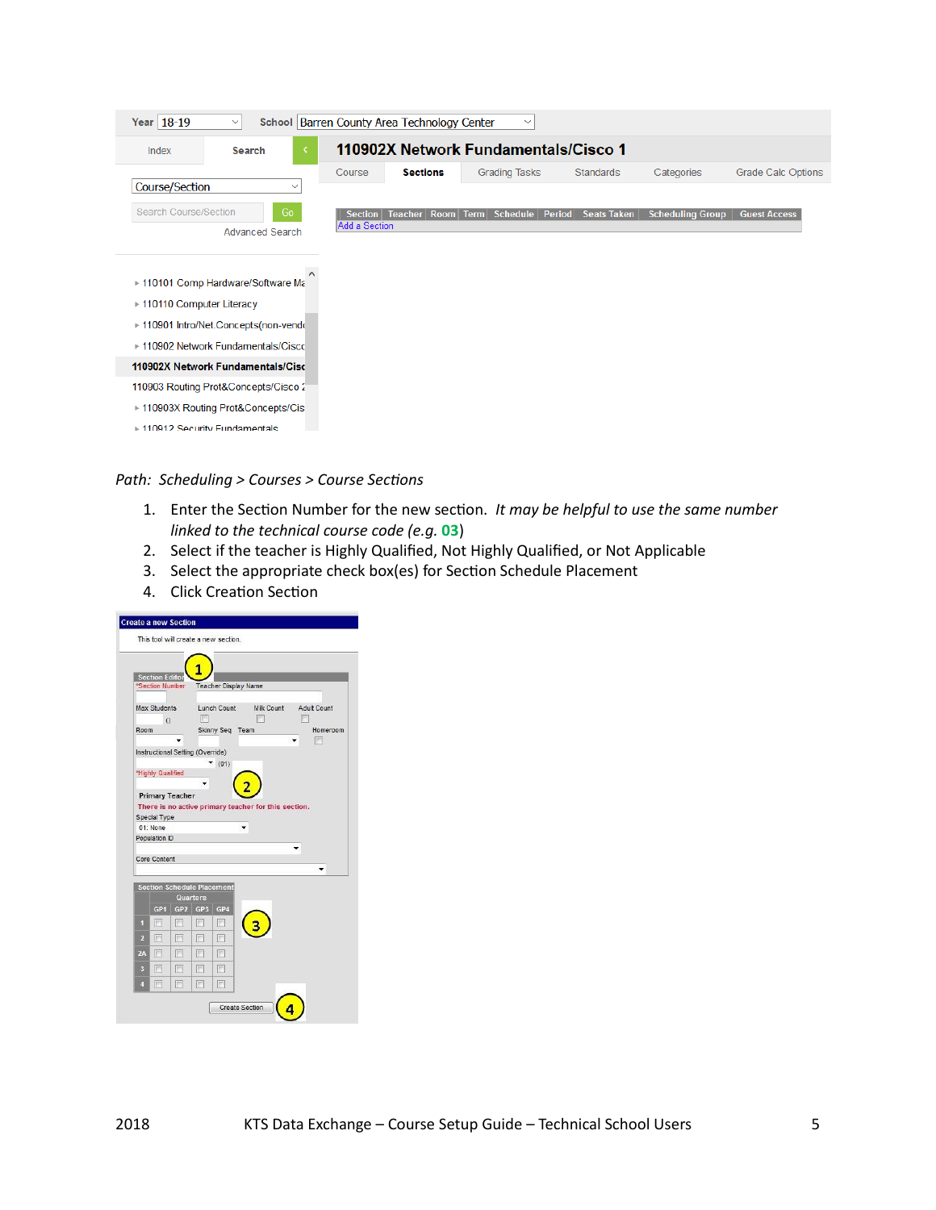*Path: Scheduling > Courses > Course Sections*

1. Enter the Section Number for the new section. *It may be helpful to use the same number linked to the technical course code (e.g.* **03***)*
2. Select if the teacher is Highly Qualified, Not Highly Qualified, or Not Applicable
3. Select the appropriate check box(es) for Section Schedule Placement
4. Click Creation Section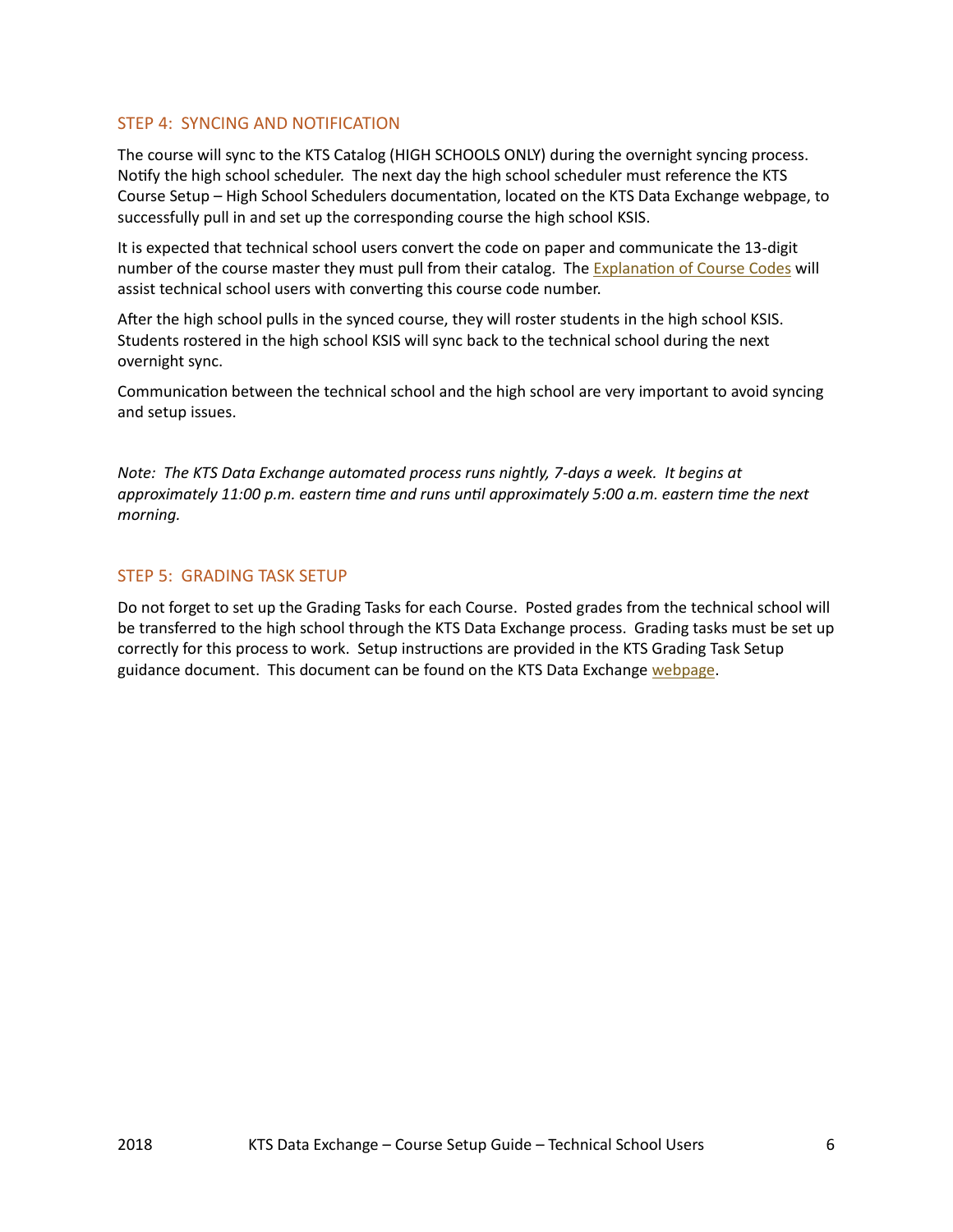## STEP 4: SYNCING AND NOTIFICATION

The course will sync to the KTS Catalog (HIGH SCHOOLS ONLY) during the overnight syncing process. Notify the high school scheduler. The next day the high school scheduler must reference the KTS Course Setup – High School Schedulers documentation, located on the KTS Data Exchange webpage, to successfully pull in and set up the corresponding course the high school KSIS.

It is expected that technical school users convert the code on paper and communicate the 13-digit number of the course master they must pull from their catalog. The [Explanation of Course Codes]() will assist technical school users with converting this course code number.

After the high school pulls in the synced course, they will roster students in the high school KSIS. Students rostered in the high school KSIS will sync back to the technical school during the next overnight sync.

Communication between the technical school and the high school are very important to avoid syncing and setup issues.

*Note: The KTS Data Exchange automated process runs nightly, 7-days a week. It begins at approximately 11:00 p.m. eastern time and runs until approximately 5:00 a.m. eastern time the next morning.*

## STEP 5: GRADING TASK SETUP

Do not forget to set up the Grading Tasks for each Course. Posted grades from the technical school will be transferred to the high school through the KTS Data Exchange process. Grading tasks must be set up correctly for this process to work. Setup instructions are provided in the KTS Grading Task Setup guidance document. This document can be found on the KTS Data Exchange [webpage]().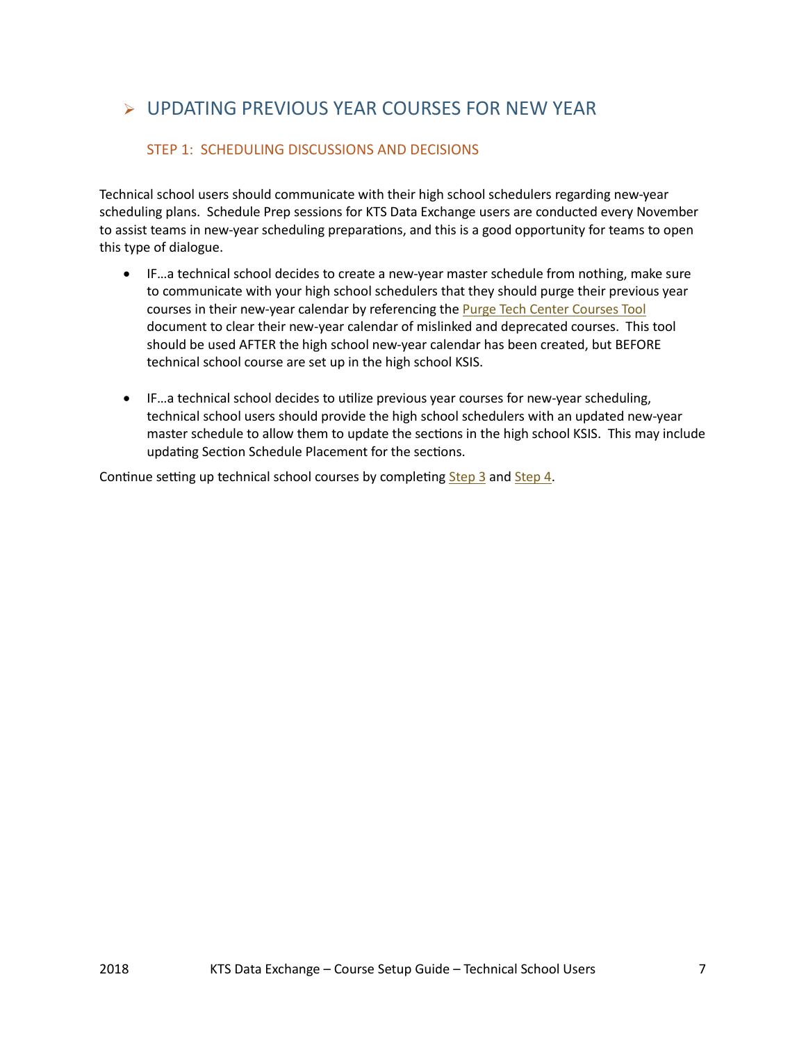## ➢ UPDATING PREVIOUS YEAR COURSES FOR NEW YEAR

### STEP 1: SCHEDULING DISCUSSIONS AND DECISIONS

Technical school users should communicate with their high school schedulers regarding new-year scheduling plans. Schedule Prep sessions for KTS Data Exchange users are conducted every November to assist teams in new-year scheduling preparations, and this is a good opportunity for teams to open this type of dialogue.

- IF…a technical school decides to create a new-year master schedule from nothing, make sure to communicate with your high school schedulers that they should purge their previous year courses in their new-year calendar by referencing the Purge Tech Center Courses Tool document to clear their new-year calendar of mislinked and deprecated courses. This tool should be used AFTER the high school new-year calendar has been created, but BEFORE technical school course are set up in the high school KSIS.

- IF…a technical school decides to utilize previous year courses for new-year scheduling, technical school users should provide the high school schedulers with an updated new-year master schedule to allow them to update the sections in the high school KSIS. This may include updating Section Schedule Placement for the sections.

Continue setting up technical school courses by completing Step 3 and Step 4.